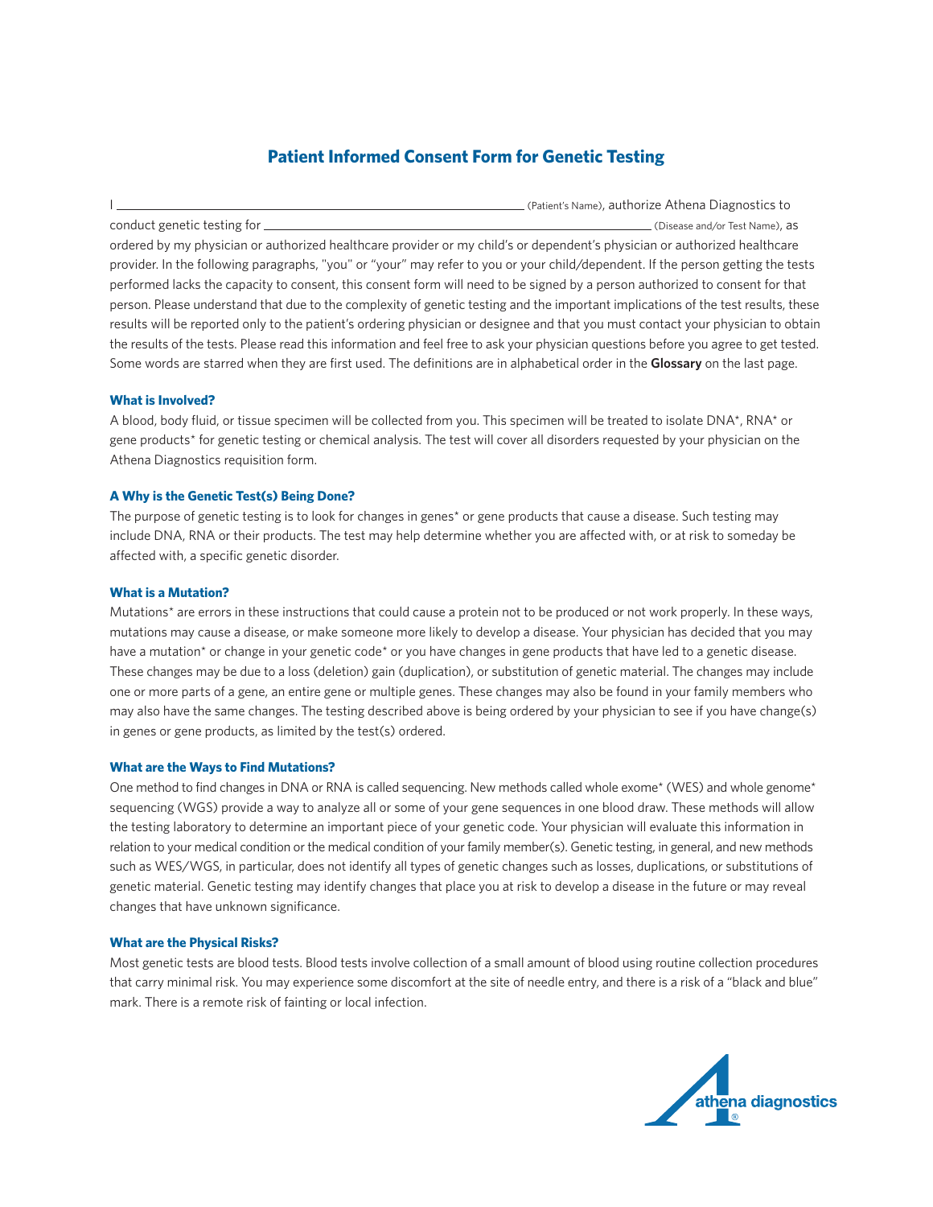# Patient Informed Consent Form for Genetic Testing

I \_\_\_\_\_\_\_\_\_\_\_\_\_\_\_\_\_\_\_\_\_\_\_\_\_\_\_\_\_\_\_\_\_\_\_\_\_\_\_\_ (Patient's Name), authorize Athena Diagnostics to conduct genetic testing for \_\_\_\_\_\_\_\_\_\_\_\_\_\_\_\_\_\_\_\_\_\_\_\_\_\_\_\_\_\_\_\_\_\_\_\_\_\_\_\_ (Disease and/or Test Name), as ordered by my physician or authorized healthcare provider or my child's or dependent's physician or authorized healthcare provider. In the following paragraphs, "you" or "your" may refer to you or your child/dependent. If the person getting the tests performed lacks the capacity to consent, this consent form will need to be signed by a person authorized to consent for that person. Please understand that due to the complexity of genetic testing and the important implications of the test results, these results will be reported only to the patient's ordering physician or designee and that you must contact your physician to obtain the results of the tests. Please read this information and feel free to ask your physician questions before you agree to get tested. Some words are starred when they are first used. The definitions are in alphabetical order in the **Glossary** on the last page.

### What is Involved?

A blood, body fluid, or tissue specimen will be collected from you. This specimen will be treated to isolate DNA*, RNA* or gene products* for genetic testing or chemical analysis. The test will cover all disorders requested by your physician on the Athena Diagnostics requisition form.

### A Why is the Genetic Test(s) Being Done?

The purpose of genetic testing is to look for changes in genes* or gene products that cause a disease. Such testing may include DNA, RNA or their products. The test may help determine whether you are affected with, or at risk to someday be affected with, a specific genetic disorder.

### What is a Mutation?

Mutations* are errors in these instructions that could cause a protein not to be produced or not work properly. In these ways, mutations may cause a disease, or make someone more likely to develop a disease. Your physician has decided that you may have a mutation* or change in your genetic code* or you have changes in gene products that have led to a genetic disease. These changes may be due to a loss (deletion) gain (duplication), or substitution of genetic material. The changes may include one or more parts of a gene, an entire gene or multiple genes. These changes may also be found in your family members who may also have the same changes. The testing described above is being ordered by your physician to see if you have change(s) in genes or gene products, as limited by the test(s) ordered.

### What are the Ways to Find Mutations?

One method to find changes in DNA or RNA is called sequencing. New methods called whole exome* (WES) and whole genome* sequencing (WGS) provide a way to analyze all or some of your gene sequences in one blood draw. These methods will allow the testing laboratory to determine an important piece of your genetic code. Your physician will evaluate this information in relation to your medical condition or the medical condition of your family member(s). Genetic testing, in general, and new methods such as WES/WGS, in particular, does not identify all types of genetic changes such as losses, duplications, or substitutions of genetic material. Genetic testing may identify changes that place you at risk to develop a disease in the future or may reveal changes that have unknown significance.

### What are the Physical Risks?

Most genetic tests are blood tests. Blood tests involve collection of a small amount of blood using routine collection procedures that carry minimal risk. You may experience some discomfort at the site of needle entry, and there is a risk of a "black and blue" mark. There is a remote risk of fainting or local infection.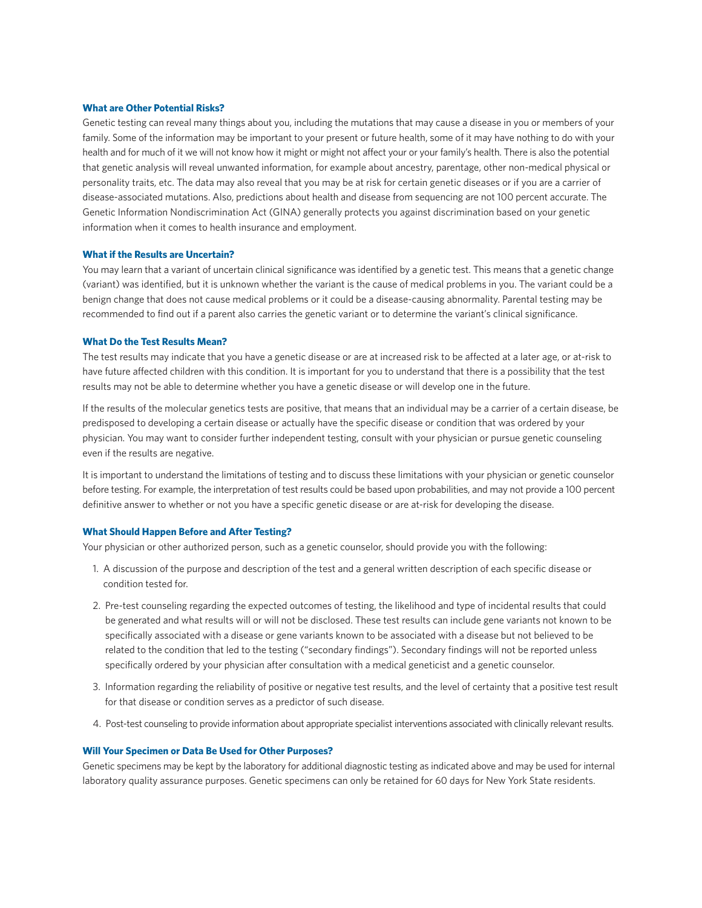### What are Other Potential Risks?

Genetic testing can reveal many things about you, including the mutations that may cause a disease in you or members of your family. Some of the information may be important to your present or future health, some of it may have nothing to do with your health and for much of it we will not know how it might or might not affect your or your family's health. There is also the potential that genetic analysis will reveal unwanted information, for example about ancestry, parentage, other non-medical physical or personality traits, etc. The data may also reveal that you may be at risk for certain genetic diseases or if you are a carrier of disease-associated mutations. Also, predictions about health and disease from sequencing are not 100 percent accurate. The Genetic Information Nondiscrimination Act (GINA) generally protects you against discrimination based on your genetic information when it comes to health insurance and employment.

### What if the Results are Uncertain?

You may learn that a variant of uncertain clinical significance was identified by a genetic test. This means that a genetic change (variant) was identified, but it is unknown whether the variant is the cause of medical problems in you. The variant could be a benign change that does not cause medical problems or it could be a disease-causing abnormality. Parental testing may be recommended to find out if a parent also carries the genetic variant or to determine the variant's clinical significance.

### What Do the Test Results Mean?

The test results may indicate that you have a genetic disease or are at increased risk to be affected at a later age, or at-risk to have future affected children with this condition. It is important for you to understand that there is a possibility that the test results may not be able to determine whether you have a genetic disease or will develop one in the future.

If the results of the molecular genetics tests are positive, that means that an individual may be a carrier of a certain disease, be predisposed to developing a certain disease or actually have the specific disease or condition that was ordered by your physician. You may want to consider further independent testing, consult with your physician or pursue genetic counseling even if the results are negative.

It is important to understand the limitations of testing and to discuss these limitations with your physician or genetic counselor before testing. For example, the interpretation of test results could be based upon probabilities, and may not provide a 100 percent definitive answer to whether or not you have a specific genetic disease or are at-risk for developing the disease.

### What Should Happen Before and After Testing?

Your physician or other authorized person, such as a genetic counselor, should provide you with the following:

1. A discussion of the purpose and description of the test and a general written description of each specific disease or condition tested for.
2. Pre-test counseling regarding the expected outcomes of testing, the likelihood and type of incidental results that could be generated and what results will or will not be disclosed. These test results can include gene variants not known to be specifically associated with a disease or gene variants known to be associated with a disease but not believed to be related to the condition that led to the testing ("secondary findings"). Secondary findings will not be reported unless specifically ordered by your physician after consultation with a medical geneticist and a genetic counselor.
3. Information regarding the reliability of positive or negative test results, and the level of certainty that a positive test result for that disease or condition serves as a predictor of such disease.
4. Post-test counseling to provide information about appropriate specialist interventions associated with clinically relevant results.

### Will Your Specimen or Data Be Used for Other Purposes?

Genetic specimens may be kept by the laboratory for additional diagnostic testing as indicated above and may be used for internal laboratory quality assurance purposes. Genetic specimens can only be retained for 60 days for New York State residents.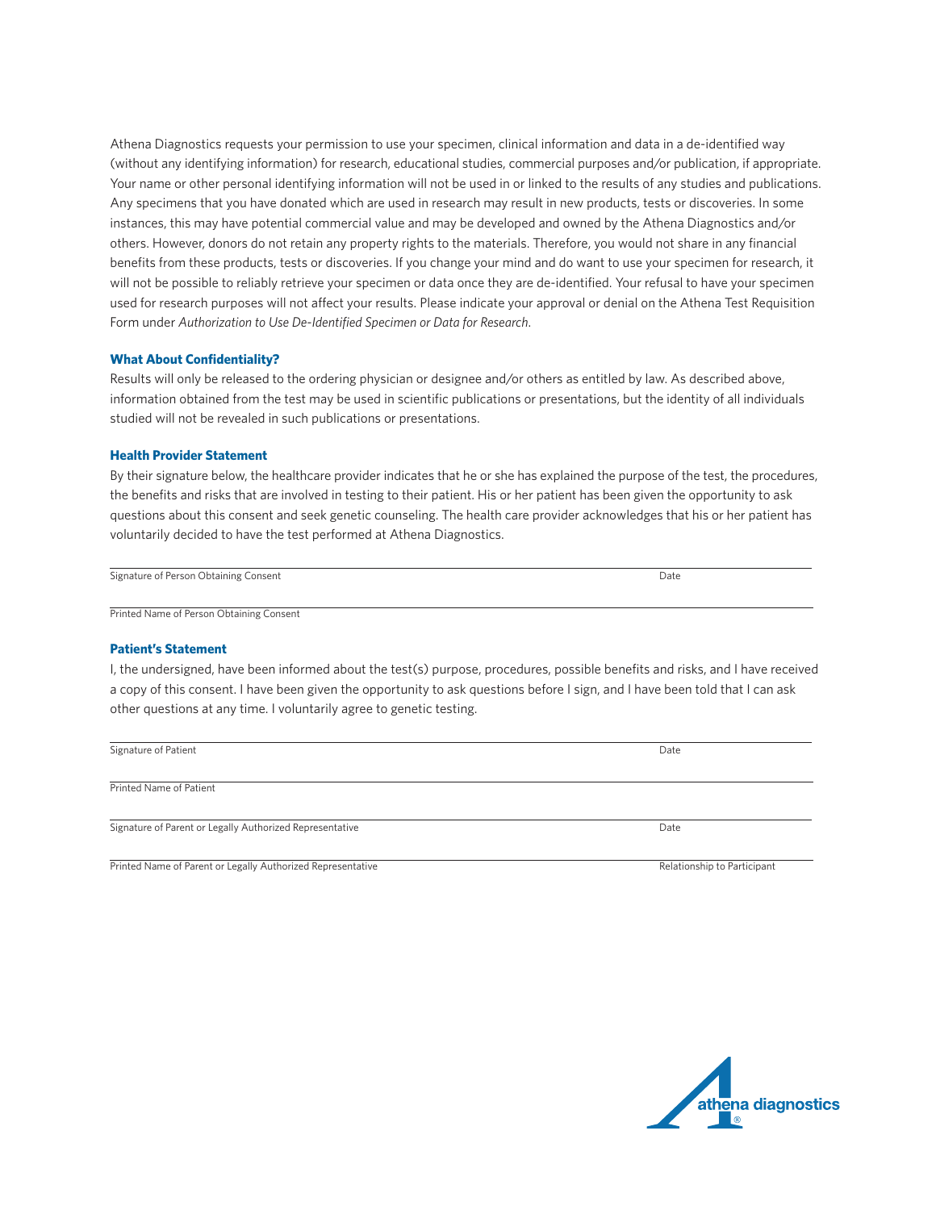Athena Diagnostics requests your permission to use your specimen, clinical information and data in a de-identified way (without any identifying information) for research, educational studies, commercial purposes and/or publication, if appropriate. Your name or other personal identifying information will not be used in or linked to the results of any studies and publications. Any specimens that you have donated which are used in research may result in new products, tests or discoveries. In some instances, this may have potential commercial value and may be developed and owned by the Athena Diagnostics and/or others. However, donors do not retain any property rights to the materials. Therefore, you would not share in any financial benefits from these products, tests or discoveries. If you change your mind and do want to use your specimen for research, it will not be possible to reliably retrieve your specimen or data once they are de-identified. Your refusal to have your specimen used for research purposes will not affect your results. Please indicate your approval or denial on the Athena Test Requisition Form under *Authorization to Use De-Identified Specimen or Data for Research*.

### What About Confidentiality?

Results will only be released to the ordering physician or designee and/or others as entitled by law. As described above, information obtained from the test may be used in scientific publications or presentations, but the identity of all individuals studied will not be revealed in such publications or presentations.

### Health Provider Statement

By their signature below, the healthcare provider indicates that he or she has explained the purpose of the test, the procedures, the benefits and risks that are involved in testing to their patient. His or her patient has been given the opportunity to ask questions about this consent and seek genetic counseling. The health care provider acknowledges that his or her patient has voluntarily decided to have the test performed at Athena Diagnostics.

\_\_\_\_\_\_\_\_\_\_\_\_\_\_\_\_\_\_\_\_\_\_\_\_\_\_\_\_\_\_\_\_\_\_\_\_\_\_\_\_\_\_\_\_\_\_\_\_\_\_\_\_\_\_\_\_\_\_\_\_\_\_\_\_\_\_\_\_\_\_\_\_\_\_\_\_\_\_\_\_\_\_\_\_\_\_\_\_\_\_
Signature of Person Obtaining Consent — Date

\_\_\_\_\_\_\_\_\_\_\_\_\_\_\_\_\_\_\_\_\_\_\_\_\_\_\_\_\_\_\_\_\_\_\_\_\_\_\_\_\_\_\_\_\_\_\_\_\_\_\_\_\_\_\_\_\_\_\_\_\_\_\_\_\_\_\_\_\_\_\_\_\_\_\_\_\_\_\_\_\_\_\_\_\_\_\_\_\_\_
Printed Name of Person Obtaining Consent

### Patient's Statement

I, the undersigned, have been informed about the test(s) purpose, procedures, possible benefits and risks, and I have received a copy of this consent. I have been given the opportunity to ask questions before I sign, and I have been told that I can ask other questions at any time. I voluntarily agree to genetic testing.

\_\_\_\_\_\_\_\_\_\_\_\_\_\_\_\_\_\_\_\_\_\_\_\_\_\_\_\_\_\_\_\_\_\_\_\_\_\_\_\_\_\_\_\_\_\_\_\_\_\_\_\_\_\_\_\_\_\_\_\_\_\_\_\_\_\_\_\_\_\_\_\_\_\_\_\_\_\_\_\_\_\_\_\_\_\_\_\_\_\_
Signature of Patient — Date

\_\_\_\_\_\_\_\_\_\_\_\_\_\_\_\_\_\_\_\_\_\_\_\_\_\_\_\_\_\_\_\_\_\_\_\_\_\_\_\_\_\_\_\_\_\_\_\_\_\_\_\_\_\_\_\_\_\_\_\_\_\_\_\_\_\_\_\_\_\_\_\_\_\_\_\_\_\_\_\_\_\_\_\_\_\_\_\_\_\_
Printed Name of Patient

\_\_\_\_\_\_\_\_\_\_\_\_\_\_\_\_\_\_\_\_\_\_\_\_\_\_\_\_\_\_\_\_\_\_\_\_\_\_\_\_\_\_\_\_\_\_\_\_\_\_\_\_\_\_\_\_\_\_\_\_\_\_\_\_\_\_\_\_\_\_\_\_\_\_\_\_\_\_\_\_\_\_\_\_\_\_\_\_\_\_
Signature of Parent or Legally Authorized Representative — Date

\_\_\_\_\_\_\_\_\_\_\_\_\_\_\_\_\_\_\_\_\_\_\_\_\_\_\_\_\_\_\_\_\_\_\_\_\_\_\_\_\_\_\_\_\_\_\_\_\_\_\_\_\_\_\_\_\_\_\_\_\_\_\_\_\_\_\_\_\_\_\_\_\_\_\_\_\_\_\_\_\_\_\_\_\_\_\_\_\_\_
Printed Name of Parent or Legally Authorized Representative — Relationship to Participant

athena diagnostics®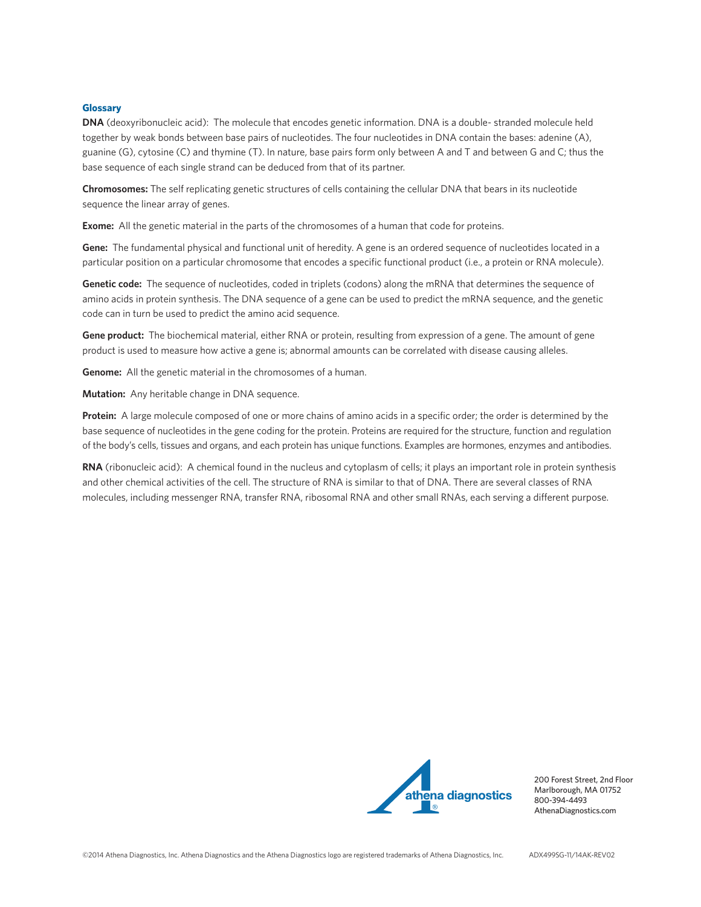## Glossary

**DNA** (deoxyribonucleic acid): The molecule that encodes genetic information. DNA is a double- stranded molecule held together by weak bonds between base pairs of nucleotides. The four nucleotides in DNA contain the bases: adenine (A), guanine (G), cytosine (C) and thymine (T). In nature, base pairs form only between A and T and between G and C; thus the base sequence of each single strand can be deduced from that of its partner.

**Chromosomes:** The self replicating genetic structures of cells containing the cellular DNA that bears in its nucleotide sequence the linear array of genes.

**Exome:** All the genetic material in the parts of the chromosomes of a human that code for proteins.

**Gene:** The fundamental physical and functional unit of heredity. A gene is an ordered sequence of nucleotides located in a particular position on a particular chromosome that encodes a specific functional product (i.e., a protein or RNA molecule).

**Genetic code:** The sequence of nucleotides, coded in triplets (codons) along the mRNA that determines the sequence of amino acids in protein synthesis. The DNA sequence of a gene can be used to predict the mRNA sequence, and the genetic code can in turn be used to predict the amino acid sequence.

**Gene product:** The biochemical material, either RNA or protein, resulting from expression of a gene. The amount of gene product is used to measure how active a gene is; abnormal amounts can be correlated with disease causing alleles.

**Genome:** All the genetic material in the chromosomes of a human.

**Mutation:** Any heritable change in DNA sequence.

**Protein:** A large molecule composed of one or more chains of amino acids in a specific order; the order is determined by the base sequence of nucleotides in the gene coding for the protein. Proteins are required for the structure, function and regulation of the body's cells, tissues and organs, and each protein has unique functions. Examples are hormones, enzymes and antibodies.

**RNA** (ribonucleic acid): A chemical found in the nucleus and cytoplasm of cells; it plays an important role in protein synthesis and other chemical activities of the cell. The structure of RNA is similar to that of DNA. There are several classes of RNA molecules, including messenger RNA, transfer RNA, ribosomal RNA and other small RNAs, each serving a different purpose.

athena diagnostics®

200 Forest Street, 2nd Floor
Marlborough, MA 01752
800-394-4493
AthenaDiagnostics.com

©2014 Athena Diagnostics, Inc. Athena Diagnostics and the Athena Diagnostics logo are registered trademarks of Athena Diagnostics, Inc. ADX499SG-11/14AK-REV02